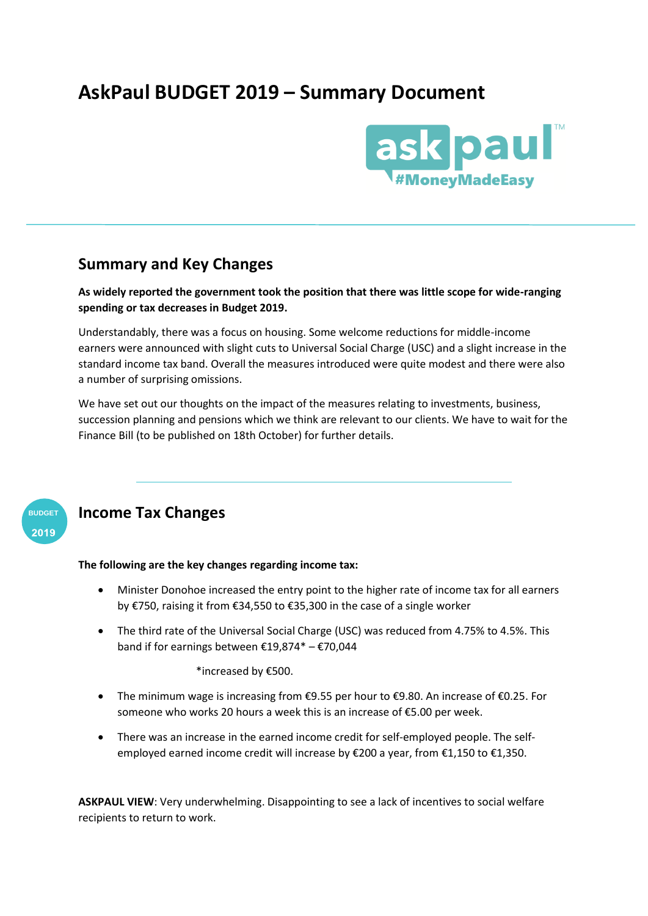# AskPaul BUDGET 2019 – Summary Document

askpaul™
#MoneyMadeEasy

## Summary and Key Changes

**As widely reported the government took the position that there was little scope for wide-ranging spending or tax decreases in Budget 2019.**

Understandably, there was a focus on housing. Some welcome reductions for middle-income earners were announced with slight cuts to Universal Social Charge (USC) and a slight increase in the standard income tax band. Overall the measures introduced were quite modest and there were also a number of surprising omissions.

We have set out our thoughts on the impact of the measures relating to investments, business, succession planning and pensions which we think are relevant to our clients. We have to wait for the Finance Bill (to be published on 18th October) for further details.

---

BUDGET 2019

## Income Tax Changes

**The following are the key changes regarding income tax:**

- Minister Donohoe increased the entry point to the higher rate of income tax for all earners by €750, raising it from €34,550 to €35,300 in the case of a single worker
- The third rate of the Universal Social Charge (USC) was reduced from 4.75% to 4.5%. This band if for earnings between €19,874* – €70,044

  *increased by €500.
- The minimum wage is increasing from €9.55 per hour to €9.80. An increase of €0.25. For someone who works 20 hours a week this is an increase of €5.00 per week.
- There was an increase in the earned income credit for self-employed people. The self-employed earned income credit will increase by €200 a year, from €1,150 to €1,350.

**ASKPAUL VIEW**: Very underwhelming. Disappointing to see a lack of incentives to social welfare recipients to return to work.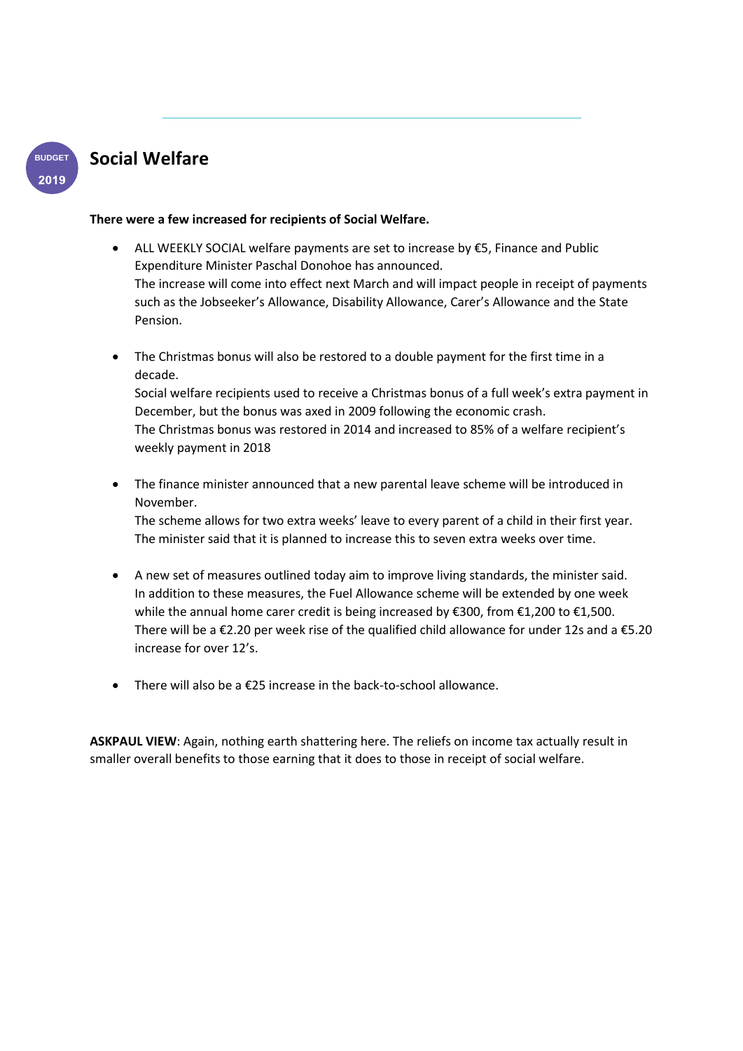BUDGET 2019

## Social Welfare

**There were a few increased for recipients of Social Welfare.**

- ALL WEEKLY SOCIAL welfare payments are set to increase by €5, Finance and Public Expenditure Minister Paschal Donohoe has announced.
  The increase will come into effect next March and will impact people in receipt of payments such as the Jobseeker's Allowance, Disability Allowance, Carer's Allowance and the State Pension.

- The Christmas bonus will also be restored to a double payment for the first time in a decade.
  Social welfare recipients used to receive a Christmas bonus of a full week's extra payment in December, but the bonus was axed in 2009 following the economic crash.
  The Christmas bonus was restored in 2014 and increased to 85% of a welfare recipient's weekly payment in 2018

- The finance minister announced that a new parental leave scheme will be introduced in November.
  The scheme allows for two extra weeks' leave to every parent of a child in their first year. The minister said that it is planned to increase this to seven extra weeks over time.

- A new set of measures outlined today aim to improve living standards, the minister said. In addition to these measures, the Fuel Allowance scheme will be extended by one week while the annual home carer credit is being increased by €300, from €1,200 to €1,500. There will be a €2.20 per week rise of the qualified child allowance for under 12s and a €5.20 increase for over 12's.

- There will also be a €25 increase in the back-to-school allowance.

**ASKPAUL VIEW**: Again, nothing earth shattering here. The reliefs on income tax actually result in smaller overall benefits to those earning that it does to those in receipt of social welfare.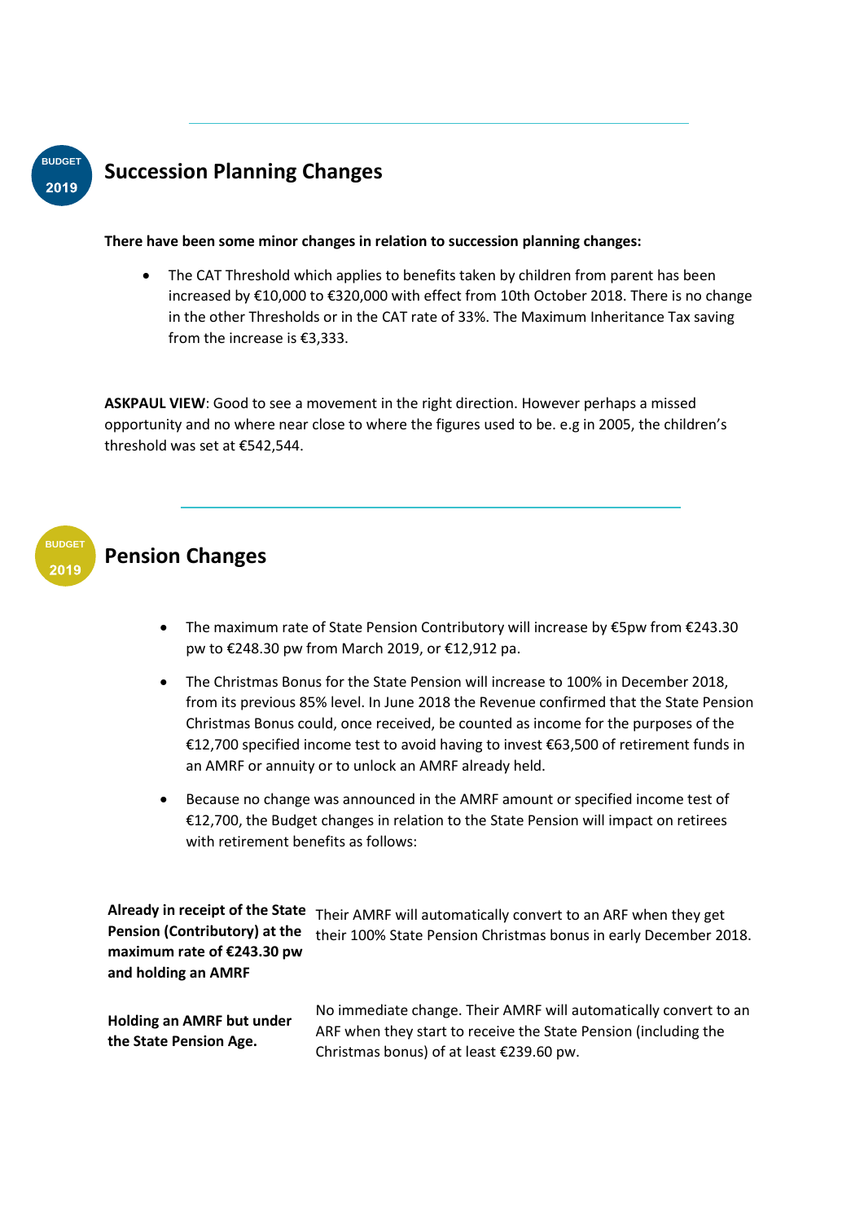BUDGET 2019

## Succession Planning Changes

**There have been some minor changes in relation to succession planning changes:**

- The CAT Threshold which applies to benefits taken by children from parent has been increased by €10,000 to €320,000 with effect from 10th October 2018. There is no change in the other Thresholds or in the CAT rate of 33%. The Maximum Inheritance Tax saving from the increase is €3,333.

**ASKPAUL VIEW**: Good to see a movement in the right direction. However perhaps a missed opportunity and no where near close to where the figures used to be. e.g in 2005, the children's threshold was set at €542,544.

---

BUDGET 2019

## Pension Changes

- The maximum rate of State Pension Contributory will increase by €5pw from €243.30 pw to €248.30 pw from March 2019, or €12,912 pa.
- The Christmas Bonus for the State Pension will increase to 100% in December 2018, from its previous 85% level. In June 2018 the Revenue confirmed that the State Pension Christmas Bonus could, once received, be counted as income for the purposes of the €12,700 specified income test to avoid having to invest €63,500 of retirement funds in an AMRF or annuity or to unlock an AMRF already held.
- Because no change was announced in the AMRF amount or specified income test of €12,700, the Budget changes in relation to the State Pension will impact on retirees with retirement benefits as follows:

| | |
|---|---|
| **Already in receipt of the State Pension (Contributory) at the maximum rate of €243.30 pw and holding an AMRF** | Their AMRF will automatically convert to an ARF when they get their 100% State Pension Christmas bonus in early December 2018. |
| **Holding an AMRF but under the State Pension Age.** | No immediate change. Their AMRF will automatically convert to an ARF when they start to receive the State Pension (including the Christmas bonus) of at least €239.60 pw. |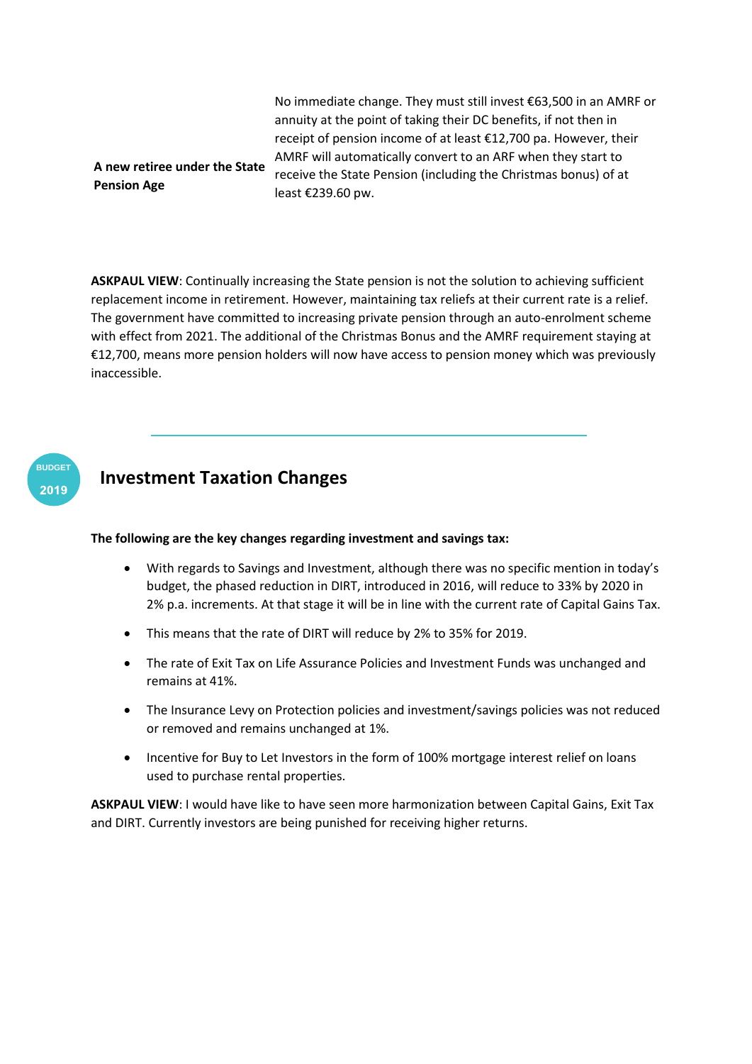| | |
|---|---|
| **A new retiree under the State Pension Age** | No immediate change. They must still invest €63,500 in an AMRF or annuity at the point of taking their DC benefits, if not then in receipt of pension income of at least €12,700 pa. However, their AMRF will automatically convert to an ARF when they start to receive the State Pension (including the Christmas bonus) of at least €239.60 pw. |

**ASKPAUL VIEW**: Continually increasing the State pension is not the solution to achieving sufficient replacement income in retirement. However, maintaining tax reliefs at their current rate is a relief. The government have committed to increasing private pension through an auto-enrolment scheme with effect from 2021. The additional of the Christmas Bonus and the AMRF requirement staying at €12,700, means more pension holders will now have access to pension money which was previously inaccessible.

---

BUDGET 2019

## Investment Taxation Changes

**The following are the key changes regarding investment and savings tax:**

- With regards to Savings and Investment, although there was no specific mention in today's budget, the phased reduction in DIRT, introduced in 2016, will reduce to 33% by 2020 in 2% p.a. increments. At that stage it will be in line with the current rate of Capital Gains Tax.
- This means that the rate of DIRT will reduce by 2% to 35% for 2019.
- The rate of Exit Tax on Life Assurance Policies and Investment Funds was unchanged and remains at 41%.
- The Insurance Levy on Protection policies and investment/savings policies was not reduced or removed and remains unchanged at 1%.
- Incentive for Buy to Let Investors in the form of 100% mortgage interest relief on loans used to purchase rental properties.

**ASKPAUL VIEW**: I would have like to have seen more harmonization between Capital Gains, Exit Tax and DIRT. Currently investors are being punished for receiving higher returns.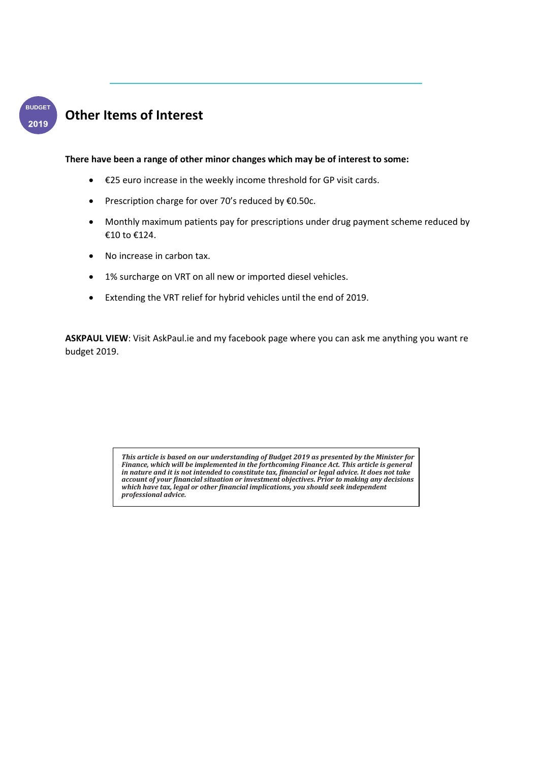## Other Items of Interest

**There have been a range of other minor changes which may be of interest to some:**

- €25 euro increase in the weekly income threshold for GP visit cards.
- Prescription charge for over 70's reduced by €0.50c.
- Monthly maximum patients pay for prescriptions under drug payment scheme reduced by €10 to €124.
- No increase in carbon tax.
- 1% surcharge on VRT on all new or imported diesel vehicles.
- Extending the VRT relief for hybrid vehicles until the end of 2019.

**ASKPAUL VIEW**: Visit AskPaul.ie and my facebook page where you can ask me anything you want re budget 2019.

***This article is based on our understanding of Budget 2019 as presented by the Minister for Finance, which will be implemented in the forthcoming Finance Act. This article is general in nature and it is not intended to constitute tax, financial or legal advice. It does not take account of your financial situation or investment objectives. Prior to making any decisions which have tax, legal or other financial implications, you should seek independent professional advice.***